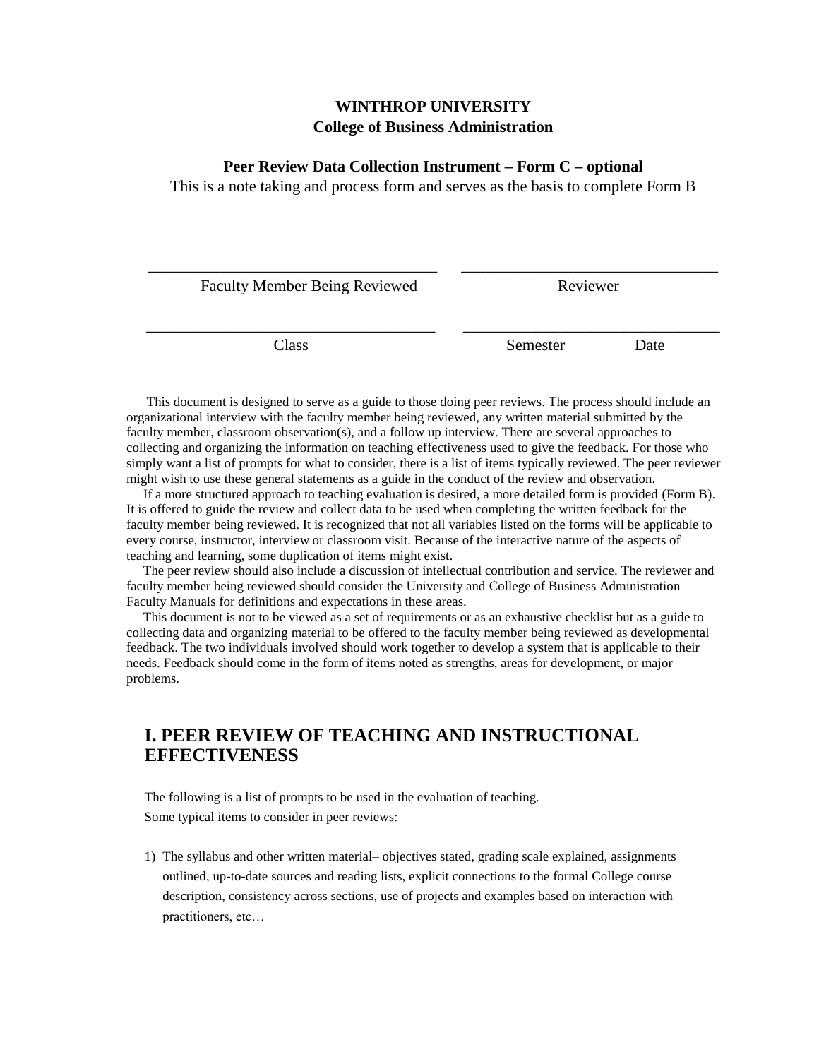**WINTHROP UNIVERSITY**
**College of Business Administration**

**Peer Review Data Collection Instrument – Form C – optional**
This is a note taking and process form and serves as the basis to complete Form B

| _______________________________ | _______________________________ |
| --- | --- |
| Faculty Member Being Reviewed | Reviewer |
| _______________________________ | _______________________________ |
| Class | Semester Date |

This document is designed to serve as a guide to those doing peer reviews. The process should include an organizational interview with the faculty member being reviewed, any written material submitted by the faculty member, classroom observation(s), and a follow up interview. There are several approaches to collecting and organizing the information on teaching effectiveness used to give the feedback. For those who simply want a list of prompts for what to consider, there is a list of items typically reviewed. The peer reviewer might wish to use these general statements as a guide in the conduct of the review and observation.

If a more structured approach to teaching evaluation is desired, a more detailed form is provided (Form B). It is offered to guide the review and collect data to be used when completing the written feedback for the faculty member being reviewed. It is recognized that not all variables listed on the forms will be applicable to every course, instructor, interview or classroom visit. Because of the interactive nature of the aspects of teaching and learning, some duplication of items might exist.

The peer review should also include a discussion of intellectual contribution and service. The reviewer and faculty member being reviewed should consider the University and College of Business Administration Faculty Manuals for definitions and expectations in these areas.

This document is not to be viewed as a set of requirements or as an exhaustive checklist but as a guide to collecting data and organizing material to be offered to the faculty member being reviewed as developmental feedback. The two individuals involved should work together to develop a system that is applicable to their needs. Feedback should come in the form of items noted as strengths, areas for development, or major problems.

## I. PEER REVIEW OF TEACHING AND INSTRUCTIONAL EFFECTIVENESS

The following is a list of prompts to be used in the evaluation of teaching.
Some typical items to consider in peer reviews:

1) The syllabus and other written material– objectives stated, grading scale explained, assignments outlined, up-to-date sources and reading lists, explicit connections to the formal College course description, consistency across sections, use of projects and examples based on interaction with practitioners, etc…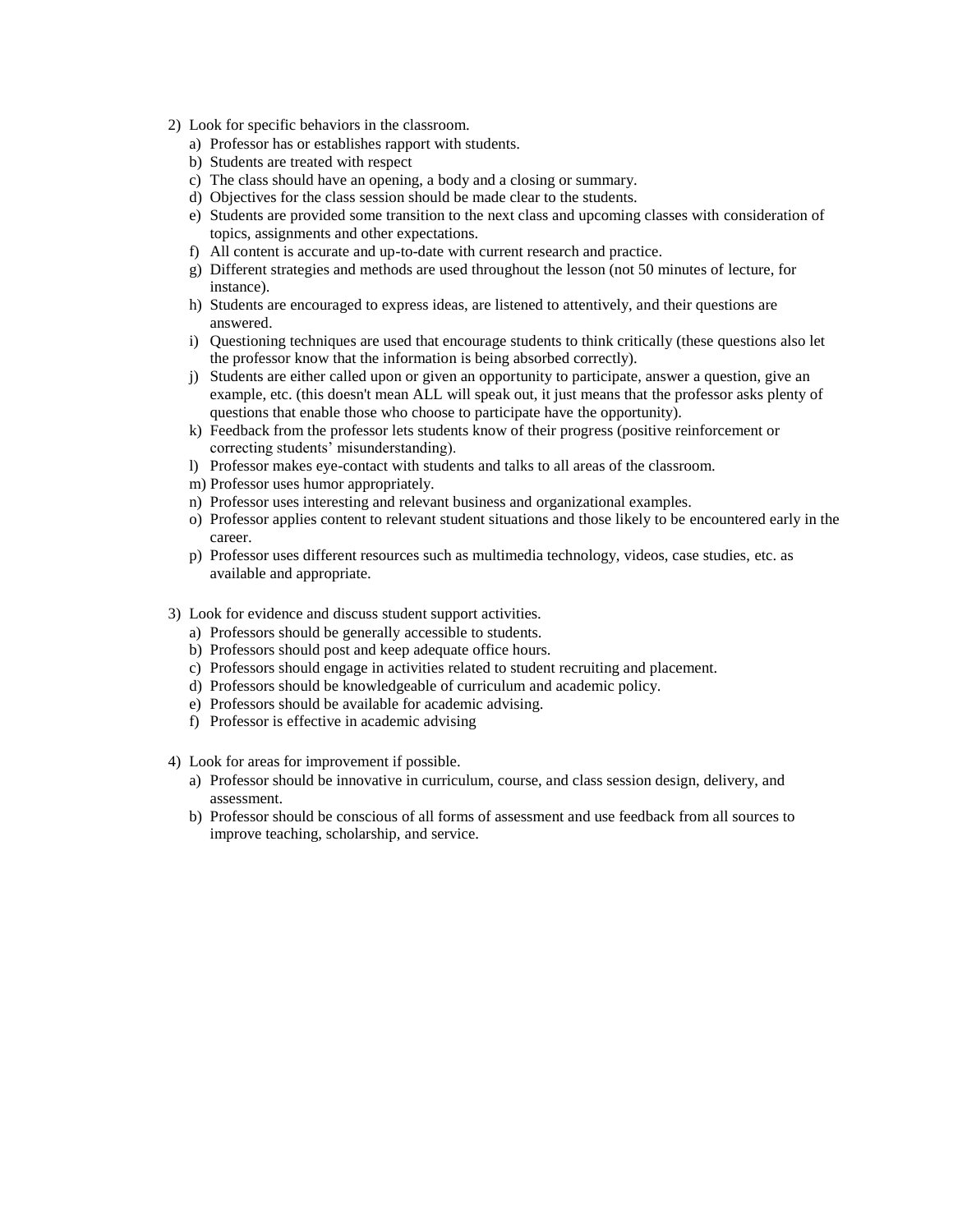2) Look for specific behaviors in the classroom.
   a) Professor has or establishes rapport with students.
   b) Students are treated with respect
   c) The class should have an opening, a body and a closing or summary.
   d) Objectives for the class session should be made clear to the students.
   e) Students are provided some transition to the next class and upcoming classes with consideration of topics, assignments and other expectations.
   f) All content is accurate and up-to-date with current research and practice.
   g) Different strategies and methods are used throughout the lesson (not 50 minutes of lecture, for instance).
   h) Students are encouraged to express ideas, are listened to attentively, and their questions are answered.
   i) Questioning techniques are used that encourage students to think critically (these questions also let the professor know that the information is being absorbed correctly).
   j) Students are either called upon or given an opportunity to participate, answer a question, give an example, etc. (this doesn't mean ALL will speak out, it just means that the professor asks plenty of questions that enable those who choose to participate have the opportunity).
   k) Feedback from the professor lets students know of their progress (positive reinforcement or correcting students' misunderstanding).
   l) Professor makes eye-contact with students and talks to all areas of the classroom.
   m) Professor uses humor appropriately.
   n) Professor uses interesting and relevant business and organizational examples.
   o) Professor applies content to relevant student situations and those likely to be encountered early in the career.
   p) Professor uses different resources such as multimedia technology, videos, case studies, etc. as available and appropriate.

3) Look for evidence and discuss student support activities.
   a) Professors should be generally accessible to students.
   b) Professors should post and keep adequate office hours.
   c) Professors should engage in activities related to student recruiting and placement.
   d) Professors should be knowledgeable of curriculum and academic policy.
   e) Professors should be available for academic advising.
   f) Professor is effective in academic advising

4) Look for areas for improvement if possible.
   a) Professor should be innovative in curriculum, course, and class session design, delivery, and assessment.
   b) Professor should be conscious of all forms of assessment and use feedback from all sources to improve teaching, scholarship, and service.